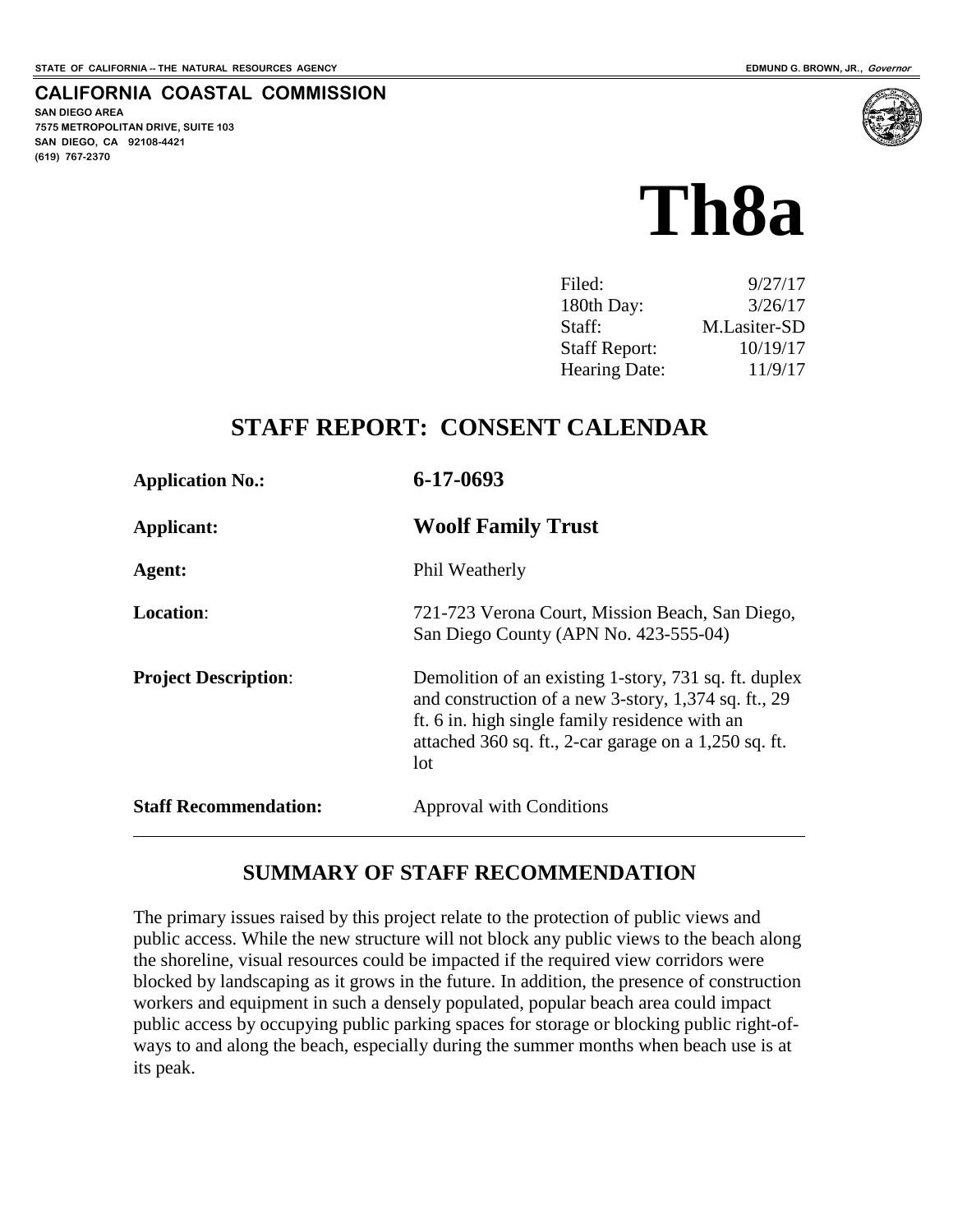STATE OF CALIFORNIA -- THE NATURAL RESOURCES AGENCY

EDMUND G. BROWN, JR., *Governor*

**CALIFORNIA COASTAL COMMISSION**
**SAN DIEGO AREA**
**7575 METROPOLITAN DRIVE, SUITE 103**
**SAN DIEGO, CA 92108-4421**
**(619) 767-2370**

# Th8a

| | |
|---|---|
| Filed: | 9/27/17 |
| 180th Day: | 3/26/17 |
| Staff: | M.Lasiter-SD |
| Staff Report: | 10/19/17 |
| Hearing Date: | 11/9/17 |

## STAFF REPORT: CONSENT CALENDAR

| | |
|---|---|
| **Application No.:** | **6-17-0693** |
| **Applicant:** | **Woolf Family Trust** |
| **Agent:** | Phil Weatherly |
| **Location**: | 721-723 Verona Court, Mission Beach, San Diego, San Diego County (APN No. 423-555-04) |
| **Project Description**: | Demolition of an existing 1-story, 731 sq. ft. duplex and construction of a new 3-story, 1,374 sq. ft., 29 ft. 6 in. high single family residence with an attached 360 sq. ft., 2-car garage on a 1,250 sq. ft. lot |
| **Staff Recommendation:** | Approval with Conditions |

## SUMMARY OF STAFF RECOMMENDATION

The primary issues raised by this project relate to the protection of public views and public access. While the new structure will not block any public views to the beach along the shoreline, visual resources could be impacted if the required view corridors were blocked by landscaping as it grows in the future. In addition, the presence of construction workers and equipment in such a densely populated, popular beach area could impact public access by occupying public parking spaces for storage or blocking public right-of-ways to and along the beach, especially during the summer months when beach use is at its peak.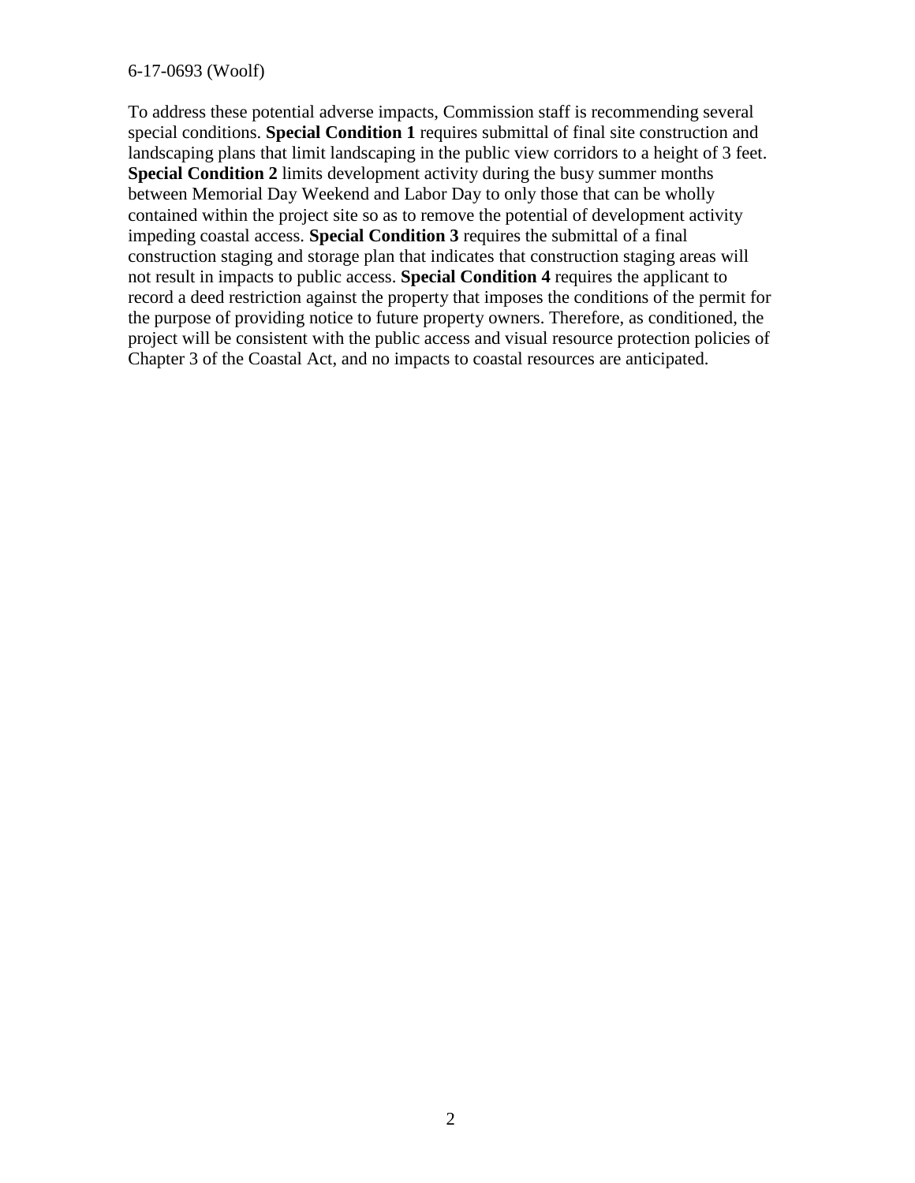To address these potential adverse impacts, Commission staff is recommending several special conditions. **Special Condition 1** requires submittal of final site construction and landscaping plans that limit landscaping in the public view corridors to a height of 3 feet. **Special Condition 2** limits development activity during the busy summer months between Memorial Day Weekend and Labor Day to only those that can be wholly contained within the project site so as to remove the potential of development activity impeding coastal access. **Special Condition 3** requires the submittal of a final construction staging and storage plan that indicates that construction staging areas will not result in impacts to public access. **Special Condition 4** requires the applicant to record a deed restriction against the property that imposes the conditions of the permit for the purpose of providing notice to future property owners. Therefore, as conditioned, the project will be consistent with the public access and visual resource protection policies of Chapter 3 of the Coastal Act, and no impacts to coastal resources are anticipated.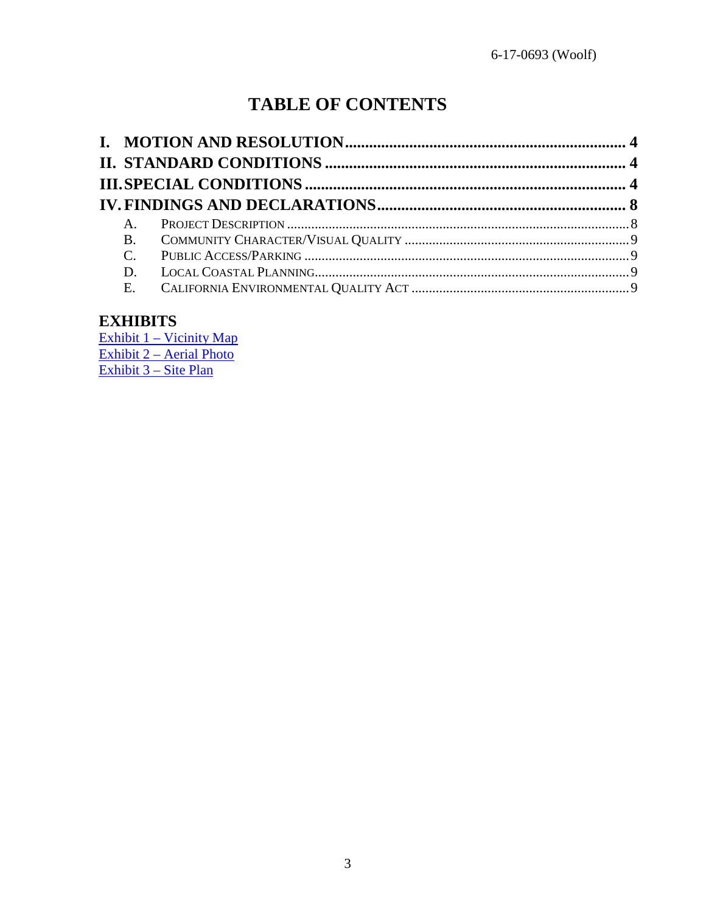# TABLE OF CONTENTS

**I. MOTION AND RESOLUTION** .................................................................... **4**

**II. STANDARD CONDITIONS** ...................................................................... **4**

**III. SPECIAL CONDITIONS** ......................................................................... **4**

**IV. FINDINGS AND DECLARATIONS** ......................................................... **8**

- A. PROJECT DESCRIPTION ........................................................................ 8
- B. COMMUNITY CHARACTER/VISUAL QUALITY ..................................... 9
- C. PUBLIC ACCESS/PARKING .................................................................... 9
- D. LOCAL COASTAL PLANNING................................................................. 9
- E. CALIFORNIA ENVIRONMENTAL QUALITY ACT ..................................... 9

## EXHIBITS

Exhibit 1 – Vicinity Map
Exhibit 2 – Aerial Photo
Exhibit 3 – Site Plan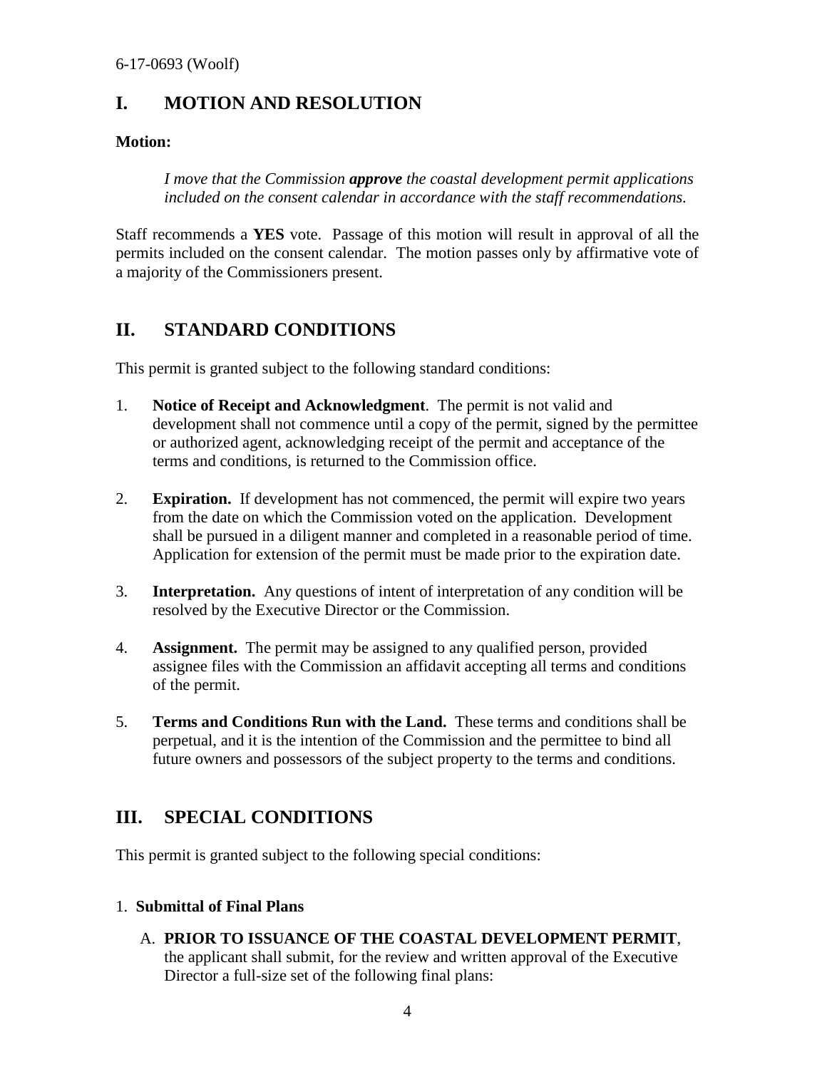## I. MOTION AND RESOLUTION

**Motion:**

> *I move that the Commission* ***approve*** *the coastal development permit applications included on the consent calendar in accordance with the staff recommendations.*

Staff recommends a **YES** vote. Passage of this motion will result in approval of all the permits included on the consent calendar. The motion passes only by affirmative vote of a majority of the Commissioners present.

## II. STANDARD CONDITIONS

This permit is granted subject to the following standard conditions:

1. **Notice of Receipt and Acknowledgment**. The permit is not valid and development shall not commence until a copy of the permit, signed by the permittee or authorized agent, acknowledging receipt of the permit and acceptance of the terms and conditions, is returned to the Commission office.

2. **Expiration.** If development has not commenced, the permit will expire two years from the date on which the Commission voted on the application. Development shall be pursued in a diligent manner and completed in a reasonable period of time. Application for extension of the permit must be made prior to the expiration date.

3. **Interpretation.** Any questions of intent of interpretation of any condition will be resolved by the Executive Director or the Commission.

4. **Assignment.** The permit may be assigned to any qualified person, provided assignee files with the Commission an affidavit accepting all terms and conditions of the permit.

5. **Terms and Conditions Run with the Land.** These terms and conditions shall be perpetual, and it is the intention of the Commission and the permittee to bind all future owners and possessors of the subject property to the terms and conditions.

## III. SPECIAL CONDITIONS

This permit is granted subject to the following special conditions:

1. **Submittal of Final Plans**

   A. **PRIOR TO ISSUANCE OF THE COASTAL DEVELOPMENT PERMIT**, the applicant shall submit, for the review and written approval of the Executive Director a full-size set of the following final plans: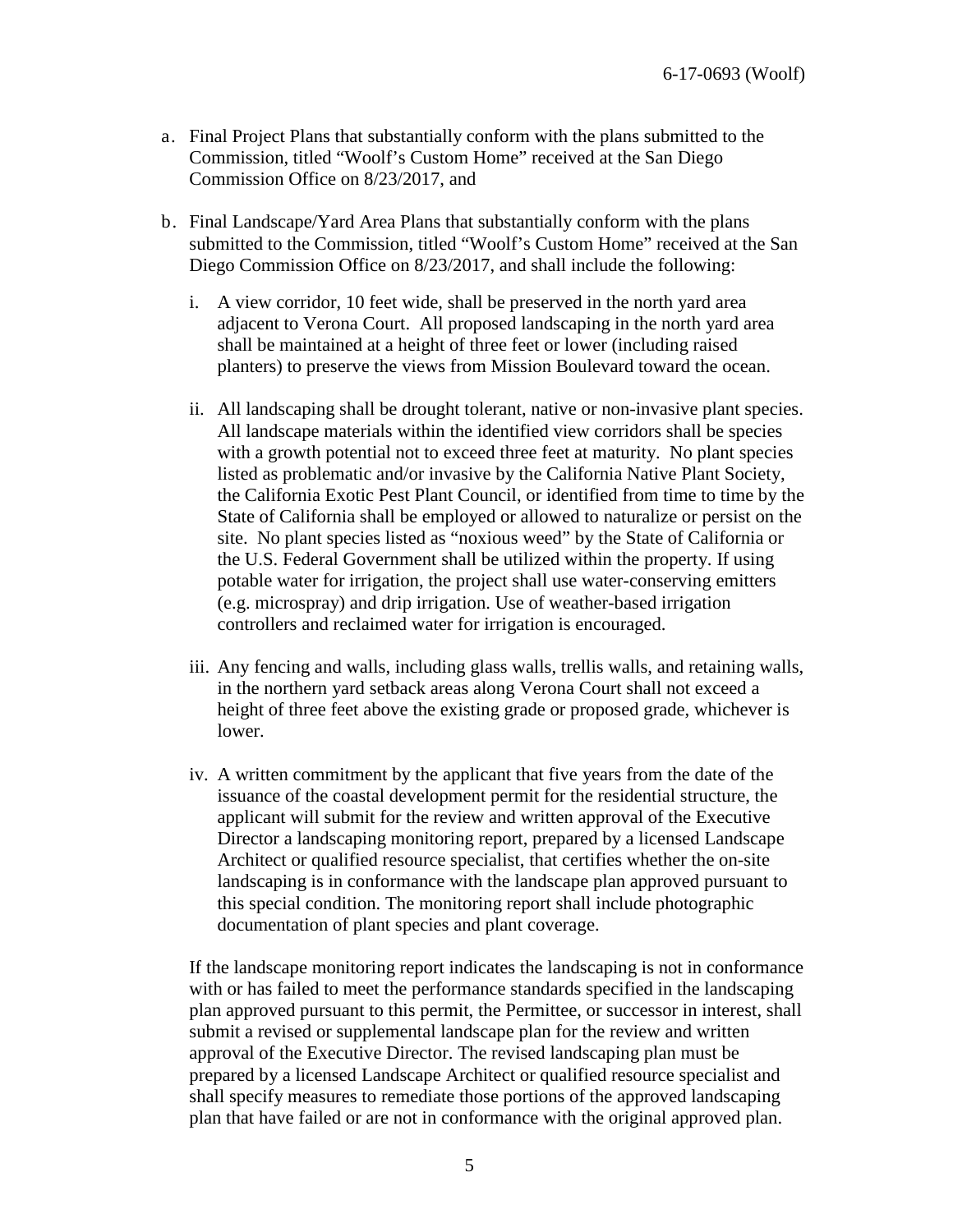a. Final Project Plans that substantially conform with the plans submitted to the Commission, titled "Woolf's Custom Home" received at the San Diego Commission Office on 8/23/2017, and

b. Final Landscape/Yard Area Plans that substantially conform with the plans submitted to the Commission, titled "Woolf's Custom Home" received at the San Diego Commission Office on 8/23/2017, and shall include the following:

   i. A view corridor, 10 feet wide, shall be preserved in the north yard area adjacent to Verona Court. All proposed landscaping in the north yard area shall be maintained at a height of three feet or lower (including raised planters) to preserve the views from Mission Boulevard toward the ocean.

   ii. All landscaping shall be drought tolerant, native or non-invasive plant species. All landscape materials within the identified view corridors shall be species with a growth potential not to exceed three feet at maturity. No plant species listed as problematic and/or invasive by the California Native Plant Society, the California Exotic Pest Plant Council, or identified from time to time by the State of California shall be employed or allowed to naturalize or persist on the site. No plant species listed as "noxious weed" by the State of California or the U.S. Federal Government shall be utilized within the property. If using potable water for irrigation, the project shall use water-conserving emitters (e.g. microspray) and drip irrigation. Use of weather-based irrigation controllers and reclaimed water for irrigation is encouraged.

   iii. Any fencing and walls, including glass walls, trellis walls, and retaining walls, in the northern yard setback areas along Verona Court shall not exceed a height of three feet above the existing grade or proposed grade, whichever is lower.

   iv. A written commitment by the applicant that five years from the date of the issuance of the coastal development permit for the residential structure, the applicant will submit for the review and written approval of the Executive Director a landscaping monitoring report, prepared by a licensed Landscape Architect or qualified resource specialist, that certifies whether the on-site landscaping is in conformance with the landscape plan approved pursuant to this special condition. The monitoring report shall include photographic documentation of plant species and plant coverage.

   If the landscape monitoring report indicates the landscaping is not in conformance with or has failed to meet the performance standards specified in the landscaping plan approved pursuant to this permit, the Permittee, or successor in interest, shall submit a revised or supplemental landscape plan for the review and written approval of the Executive Director. The revised landscaping plan must be prepared by a licensed Landscape Architect or qualified resource specialist and shall specify measures to remediate those portions of the approved landscaping plan that have failed or are not in conformance with the original approved plan.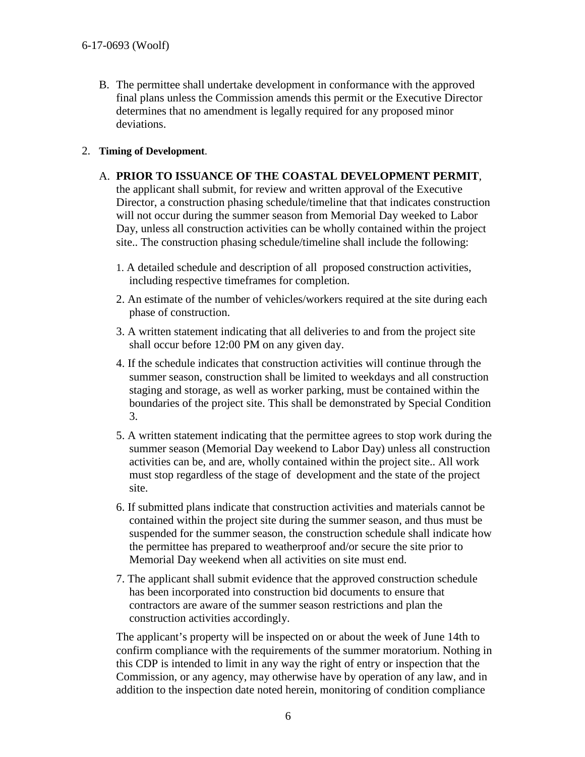B. The permittee shall undertake development in conformance with the approved final plans unless the Commission amends this permit or the Executive Director determines that no amendment is legally required for any proposed minor deviations.

2. **Timing of Development**.

A. **PRIOR TO ISSUANCE OF THE COASTAL DEVELOPMENT PERMIT**, the applicant shall submit, for review and written approval of the Executive Director, a construction phasing schedule/timeline that that indicates construction will not occur during the summer season from Memorial Day weeked to Labor Day, unless all construction activities can be wholly contained within the project site.. The construction phasing schedule/timeline shall include the following:

1. A detailed schedule and description of all proposed construction activities, including respective timeframes for completion.
2. An estimate of the number of vehicles/workers required at the site during each phase of construction.
3. A written statement indicating that all deliveries to and from the project site shall occur before 12:00 PM on any given day.
4. If the schedule indicates that construction activities will continue through the summer season, construction shall be limited to weekdays and all construction staging and storage, as well as worker parking, must be contained within the boundaries of the project site. This shall be demonstrated by Special Condition 3.
5. A written statement indicating that the permittee agrees to stop work during the summer season (Memorial Day weekend to Labor Day) unless all construction activities can be, and are, wholly contained within the project site.. All work must stop regardless of the stage of development and the state of the project site.
6. If submitted plans indicate that construction activities and materials cannot be contained within the project site during the summer season, and thus must be suspended for the summer season, the construction schedule shall indicate how the permittee has prepared to weatherproof and/or secure the site prior to Memorial Day weekend when all activities on site must end.
7. The applicant shall submit evidence that the approved construction schedule has been incorporated into construction bid documents to ensure that contractors are aware of the summer season restrictions and plan the construction activities accordingly.

The applicant's property will be inspected on or about the week of June 14th to confirm compliance with the requirements of the summer moratorium. Nothing in this CDP is intended to limit in any way the right of entry or inspection that the Commission, or any agency, may otherwise have by operation of any law, and in addition to the inspection date noted herein, monitoring of condition compliance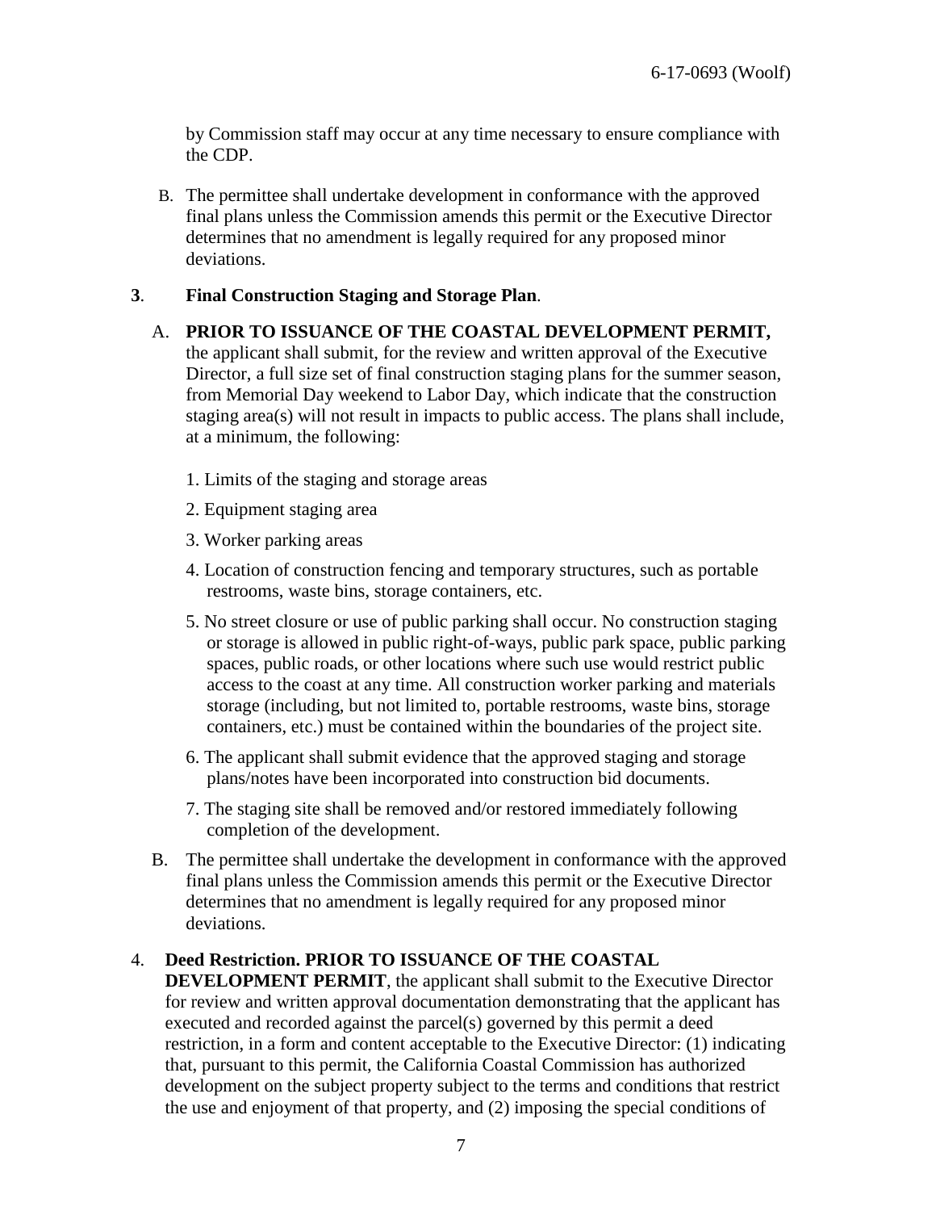by Commission staff may occur at any time necessary to ensure compliance with the CDP.

B. The permittee shall undertake development in conformance with the approved final plans unless the Commission amends this permit or the Executive Director determines that no amendment is legally required for any proposed minor deviations.

**3**. **Final Construction Staging and Storage Plan**.

A. **PRIOR TO ISSUANCE OF THE COASTAL DEVELOPMENT PERMIT,** the applicant shall submit, for the review and written approval of the Executive Director, a full size set of final construction staging plans for the summer season, from Memorial Day weekend to Labor Day, which indicate that the construction staging area(s) will not result in impacts to public access. The plans shall include, at a minimum, the following:

1. Limits of the staging and storage areas
2. Equipment staging area
3. Worker parking areas
4. Location of construction fencing and temporary structures, such as portable restrooms, waste bins, storage containers, etc.
5. No street closure or use of public parking shall occur. No construction staging or storage is allowed in public right-of-ways, public park space, public parking spaces, public roads, or other locations where such use would restrict public access to the coast at any time. All construction worker parking and materials storage (including, but not limited to, portable restrooms, waste bins, storage containers, etc.) must be contained within the boundaries of the project site.
6. The applicant shall submit evidence that the approved staging and storage plans/notes have been incorporated into construction bid documents.
7. The staging site shall be removed and/or restored immediately following completion of the development.

B. The permittee shall undertake the development in conformance with the approved final plans unless the Commission amends this permit or the Executive Director determines that no amendment is legally required for any proposed minor deviations.

4. **Deed Restriction. PRIOR TO ISSUANCE OF THE COASTAL DEVELOPMENT PERMIT**, the applicant shall submit to the Executive Director for review and written approval documentation demonstrating that the applicant has executed and recorded against the parcel(s) governed by this permit a deed restriction, in a form and content acceptable to the Executive Director: (1) indicating that, pursuant to this permit, the California Coastal Commission has authorized development on the subject property subject to the terms and conditions that restrict the use and enjoyment of that property, and (2) imposing the special conditions of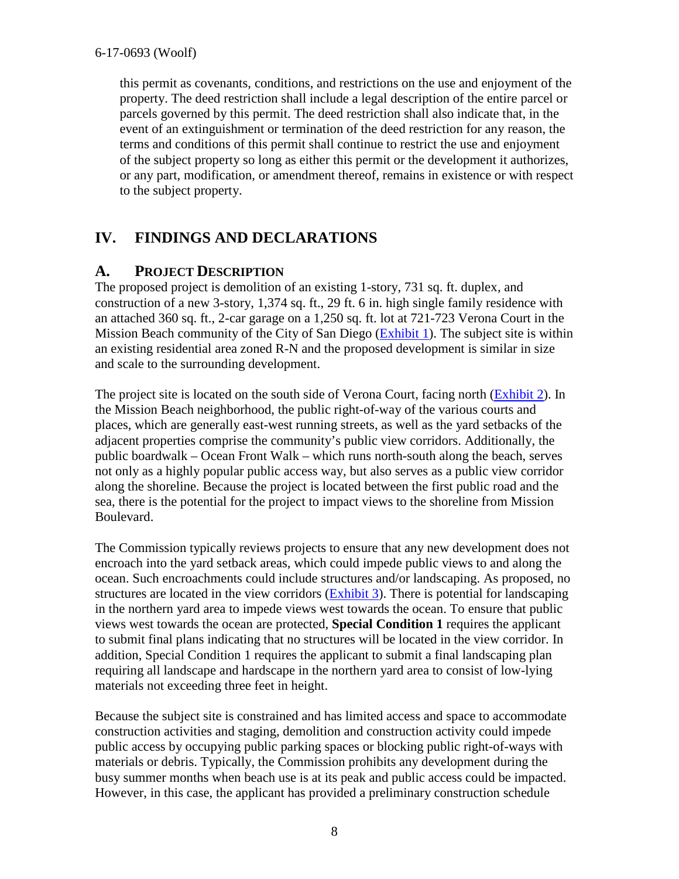this permit as covenants, conditions, and restrictions on the use and enjoyment of the property. The deed restriction shall include a legal description of the entire parcel or parcels governed by this permit. The deed restriction shall also indicate that, in the event of an extinguishment or termination of the deed restriction for any reason, the terms and conditions of this permit shall continue to restrict the use and enjoyment of the subject property so long as either this permit or the development it authorizes, or any part, modification, or amendment thereof, remains in existence or with respect to the subject property.

# IV. FINDINGS AND DECLARATIONS

## A. PROJECT DESCRIPTION

The proposed project is demolition of an existing 1-story, 731 sq. ft. duplex, and construction of a new 3-story, 1,374 sq. ft., 29 ft. 6 in. high single family residence with an attached 360 sq. ft., 2-car garage on a 1,250 sq. ft. lot at 721-723 Verona Court in the Mission Beach community of the City of San Diego (Exhibit 1). The subject site is within an existing residential area zoned R-N and the proposed development is similar in size and scale to the surrounding development.

The project site is located on the south side of Verona Court, facing north (Exhibit 2). In the Mission Beach neighborhood, the public right-of-way of the various courts and places, which are generally east-west running streets, as well as the yard setbacks of the adjacent properties comprise the community's public view corridors. Additionally, the public boardwalk – Ocean Front Walk – which runs north-south along the beach, serves not only as a highly popular public access way, but also serves as a public view corridor along the shoreline. Because the project is located between the first public road and the sea, there is the potential for the project to impact views to the shoreline from Mission Boulevard.

The Commission typically reviews projects to ensure that any new development does not encroach into the yard setback areas, which could impede public views to and along the ocean. Such encroachments could include structures and/or landscaping. As proposed, no structures are located in the view corridors (Exhibit 3). There is potential for landscaping in the northern yard area to impede views west towards the ocean. To ensure that public views west towards the ocean are protected, **Special Condition 1** requires the applicant to submit final plans indicating that no structures will be located in the view corridor. In addition, Special Condition 1 requires the applicant to submit a final landscaping plan requiring all landscape and hardscape in the northern yard area to consist of low-lying materials not exceeding three feet in height.

Because the subject site is constrained and has limited access and space to accommodate construction activities and staging, demolition and construction activity could impede public access by occupying public parking spaces or blocking public right-of-ways with materials or debris. Typically, the Commission prohibits any development during the busy summer months when beach use is at its peak and public access could be impacted. However, in this case, the applicant has provided a preliminary construction schedule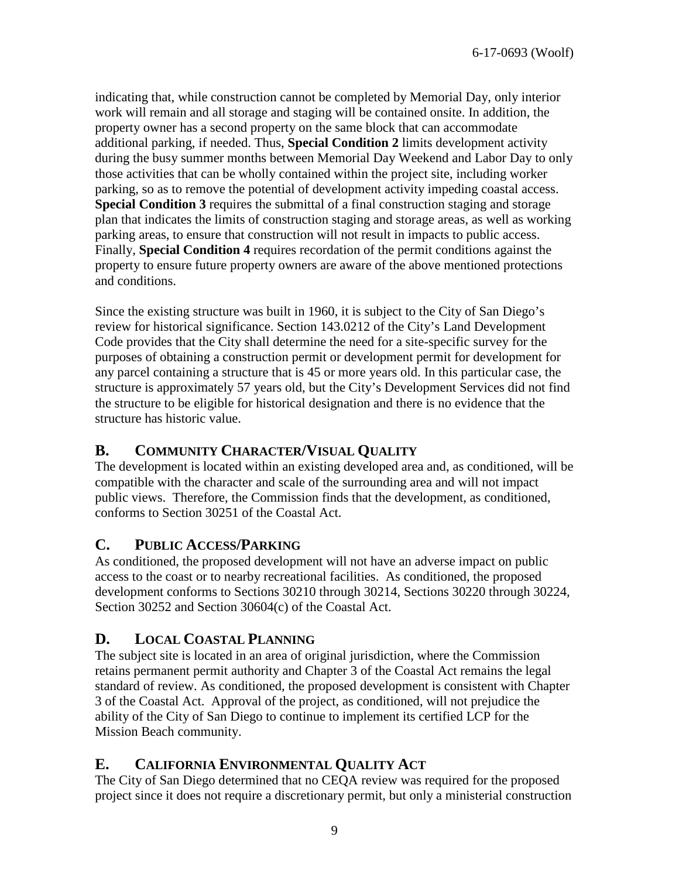indicating that, while construction cannot be completed by Memorial Day, only interior work will remain and all storage and staging will be contained onsite. In addition, the property owner has a second property on the same block that can accommodate additional parking, if needed. Thus, **Special Condition 2** limits development activity during the busy summer months between Memorial Day Weekend and Labor Day to only those activities that can be wholly contained within the project site, including worker parking, so as to remove the potential of development activity impeding coastal access. **Special Condition 3** requires the submittal of a final construction staging and storage plan that indicates the limits of construction staging and storage areas, as well as working parking areas, to ensure that construction will not result in impacts to public access. Finally, **Special Condition 4** requires recordation of the permit conditions against the property to ensure future property owners are aware of the above mentioned protections and conditions.

Since the existing structure was built in 1960, it is subject to the City of San Diego's review for historical significance. Section 143.0212 of the City's Land Development Code provides that the City shall determine the need for a site-specific survey for the purposes of obtaining a construction permit or development permit for development for any parcel containing a structure that is 45 or more years old. In this particular case, the structure is approximately 57 years old, but the City's Development Services did not find the structure to be eligible for historical designation and there is no evidence that the structure has historic value.

## B. COMMUNITY CHARACTER/VISUAL QUALITY

The development is located within an existing developed area and, as conditioned, will be compatible with the character and scale of the surrounding area and will not impact public views. Therefore, the Commission finds that the development, as conditioned, conforms to Section 30251 of the Coastal Act.

## C. PUBLIC ACCESS/PARKING

As conditioned, the proposed development will not have an adverse impact on public access to the coast or to nearby recreational facilities. As conditioned, the proposed development conforms to Sections 30210 through 30214, Sections 30220 through 30224, Section 30252 and Section 30604(c) of the Coastal Act.

## D. LOCAL COASTAL PLANNING

The subject site is located in an area of original jurisdiction, where the Commission retains permanent permit authority and Chapter 3 of the Coastal Act remains the legal standard of review. As conditioned, the proposed development is consistent with Chapter 3 of the Coastal Act. Approval of the project, as conditioned, will not prejudice the ability of the City of San Diego to continue to implement its certified LCP for the Mission Beach community.

## E. CALIFORNIA ENVIRONMENTAL QUALITY ACT

The City of San Diego determined that no CEQA review was required for the proposed project since it does not require a discretionary permit, but only a ministerial construction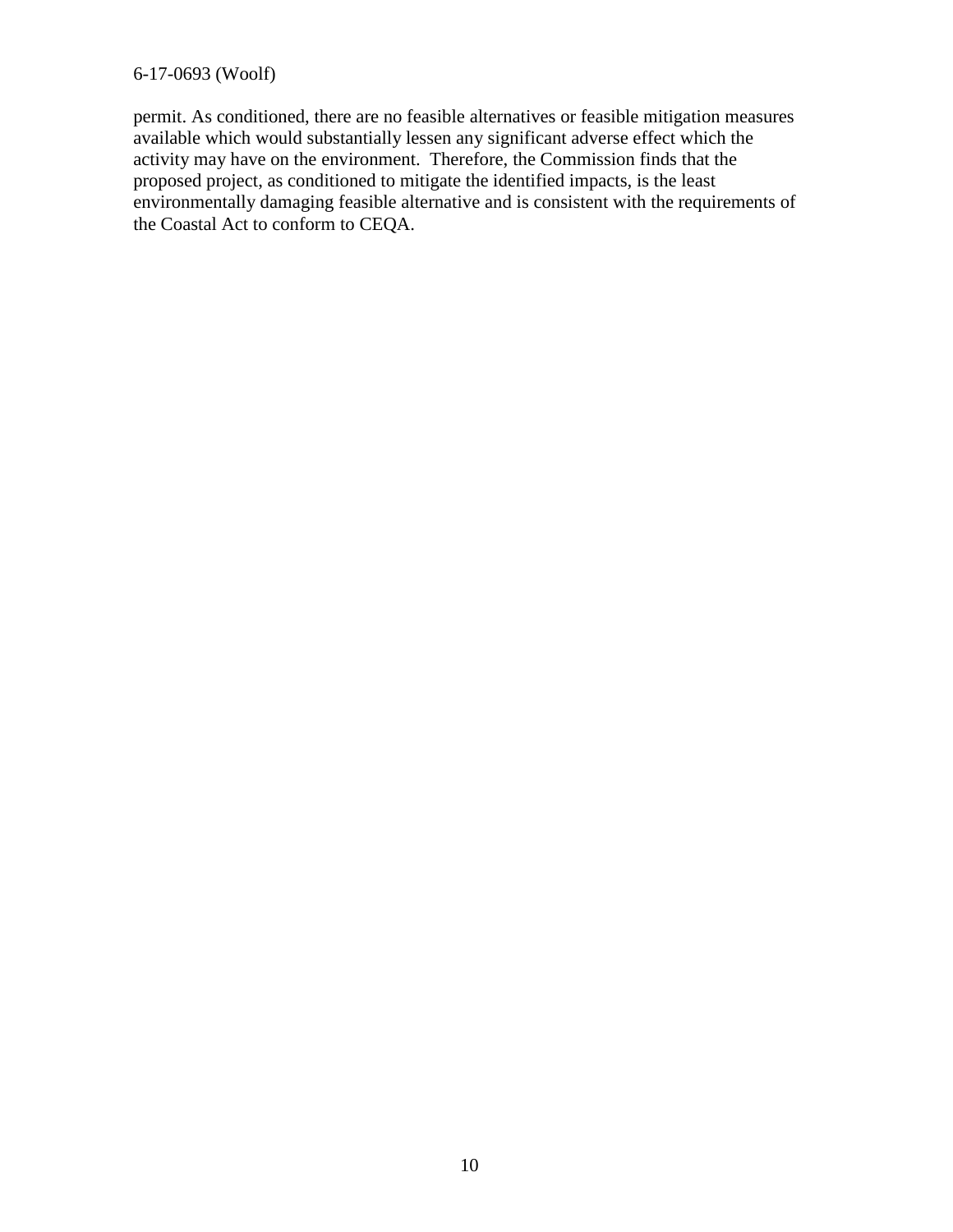permit. As conditioned, there are no feasible alternatives or feasible mitigation measures available which would substantially lessen any significant adverse effect which the activity may have on the environment. Therefore, the Commission finds that the proposed project, as conditioned to mitigate the identified impacts, is the least environmentally damaging feasible alternative and is consistent with the requirements of the Coastal Act to conform to CEQA.